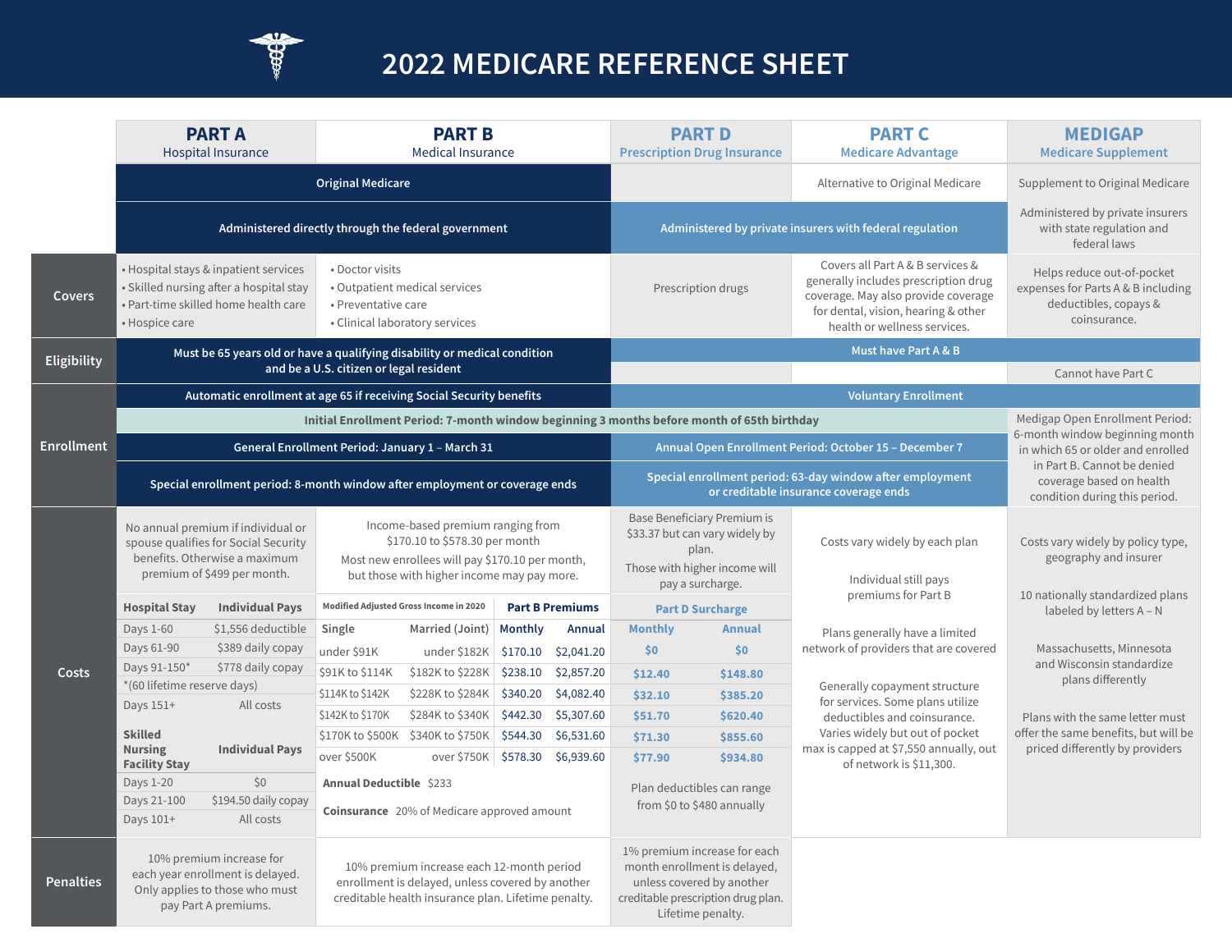# 2022 MEDICARE REFERENCE SHEET

| | PART A<br>Hospital Insurance | PART B<br>Medical Insurance | PART D<br>Prescription Drug Insurance | PART C<br>Medicare Advantage | MEDIGAP<br>Medicare Supplement |
|---|---|---|---|---|---|
| | Original Medicare | Original Medicare | | Alternative to Original Medicare | Supplement to Original Medicare |
| | Administered directly through the federal government | Administered directly through the federal government | Administered by private insurers with federal regulation | Administered by private insurers with federal regulation | Administered by private insurers with state regulation and federal laws |
| **Covers** | • Hospital stays & inpatient services<br>• Skilled nursing after a hospital stay<br>• Part-time skilled home health care<br>• Hospice care | • Doctor visits<br>• Outpatient medical services<br>• Preventative care<br>• Clinical laboratory services | Prescription drugs | Covers all Part A & B services & generally includes prescription drug coverage. May also provide coverage for dental, vision, hearing & other health or wellness services. | Helps reduce out-of-pocket expenses for Parts A & B including deductibles, copays & coinsurance. |
| **Eligibility** | Must be 65 years old or have a qualifying disability or medical condition and be a U.S. citizen or legal resident | Must be 65 years old or have a qualifying disability or medical condition and be a U.S. citizen or legal resident | Must have Part A & B | Must have Part A & B | Must have Part A & B<br>Cannot have Part C |
| **Enrollment** | Automatic enrollment at age 65 if receiving Social Security benefits | Automatic enrollment at age 65 if receiving Social Security benefits | Voluntary Enrollment | Voluntary Enrollment | Voluntary Enrollment |
| | Initial Enrollment Period: 7-month window beginning 3 months before month of 65th birthday | Initial Enrollment Period: 7-month window beginning 3 months before month of 65th birthday | Initial Enrollment Period: 7-month window beginning 3 months before month of 65th birthday | Initial Enrollment Period: 7-month window beginning 3 months before month of 65th birthday | Medigap Open Enrollment Period: 6-month window beginning month in which 65 or older and enrolled in Part B. Cannot be denied coverage based on health condition during this period. |
| | General Enrollment Period: January 1 – March 31 | General Enrollment Period: January 1 – March 31 | Annual Open Enrollment Period: October 15 – December 7 | Annual Open Enrollment Period: October 15 – December 7 | |
| | Special enrollment period: 8-month window after employment or coverage ends | Special enrollment period: 8-month window after employment or coverage ends | Special enrollment period: 63-day window after employment or creditable insurance coverage ends | Special enrollment period: 63-day window after employment or creditable insurance coverage ends | |
| **Costs** | No annual premium if individual or spouse qualifies for Social Security benefits. Otherwise a maximum premium of $499 per month. | Income-based premium ranging from $170.10 to $578.30 per month<br>Most new enrollees will pay $170.10 per month, but those with higher income may pay more. | Base Beneficiary Premium is $33.37 but can vary widely by plan.<br>Those with higher income will pay a surcharge. | Costs vary widely by each plan<br>Individual still pays premiums for Part B<br>Plans generally have a limited network of providers that are covered<br>Generally copayment structure for services. Some plans utilize deductibles and coinsurance. Varies widely but out of pocket max is capped at $7,550 annually, out of network is $11,300. | Costs vary widely by policy type, geography and insurer<br>10 nationally standardized plans labeled by letters A – N<br>Massachusetts, Minnesota and Wisconsin standardize plans differently<br>Plans with the same letter must offer the same benefits, but will be priced differently by providers |
| **Penalties** | 10% premium increase for each year enrollment is delayed. Only applies to those who must pay Part A premiums. | 10% premium increase each 12-month period enrollment is delayed, unless covered by another creditable health insurance plan. Lifetime penalty. | 1% premium increase for each month enrollment is delayed, unless covered by another creditable prescription drug plan. Lifetime penalty. | | |

**Part A Costs**

| Hospital Stay | Individual Pays |
|---|---|
| Days 1-60 | $1,556 deductible |
| Days 61-90 | $389 daily copay |
| Days 91-150* | $778 daily copay |
| *(60 lifetime reserve days) | |
| Days 151+ | All costs |

| Skilled Nursing Facility Stay | Individual Pays |
|---|---|
| Days 1-20 | $0 |
| Days 21-100 | $194.50 daily copay |
| Days 101+ | All costs |

**Part B Premiums and Part D Surcharge**

| Modified Adjusted Gross Income in 2020: Single | Married (Joint) | Part B Premiums: Monthly | Part B Premiums: Annual | Part D Surcharge: Monthly | Part D Surcharge: Annual |
|---|---|---|---|---|---|
| under $91K | under $182K | $170.10 | $2,041.20 | $0 | $0 |
| $91K to $114K | $182K to $228K | $238.10 | $2,857.20 | $12.40 | $148.80 |
| $114K to $142K | $228K to $284K | $340.20 | $4,082.40 | $32.10 | $385.20 |
| $142K to $170K | $284K to $340K | $442.30 | $5,307.60 | $51.70 | $620.40 |
| $170K to $500K | $340K to $750K | $544.30 | $6,531.60 | $71.30 | $855.60 |
| over $500K | over $750K | $578.30 | $6,939.60 | $77.90 | $934.80 |

**Part B Annual Deductible** $233

**Part B Coinsurance** 20% of Medicare approved amount

**Part D:** Plan deductibles can range from $0 to $480 annually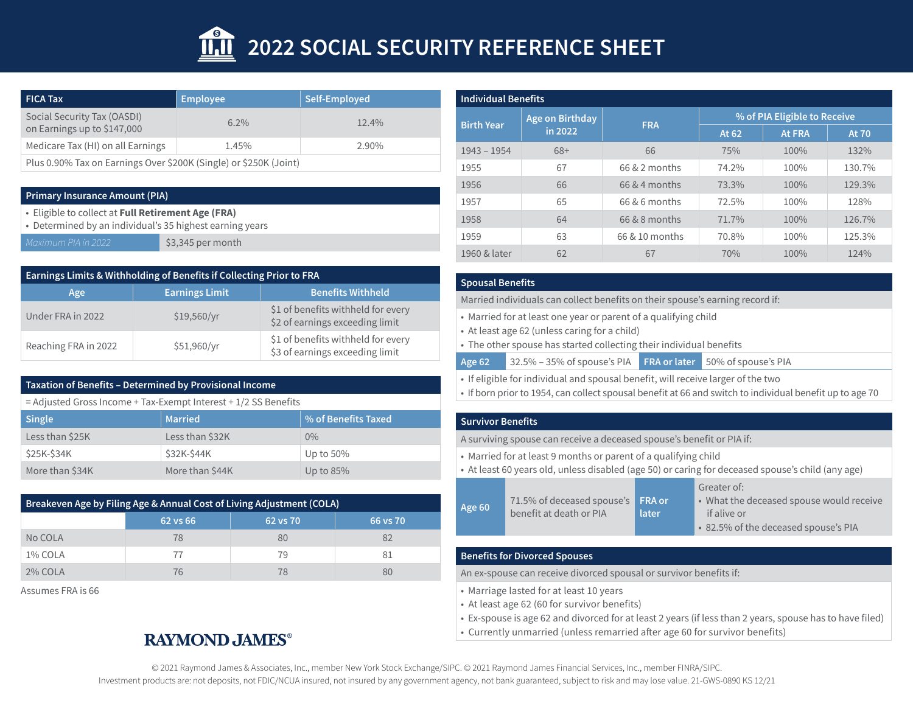# 2022 SOCIAL SECURITY REFERENCE SHEET

| FICA Tax | Employee | Self-Employed |
|---|---|---|
| Social Security Tax (OASDI) on Earnings up to $147,000 | 6.2% | 12.4% |
| Medicare Tax (HI) on all Earnings | 1.45% | 2.90% |
| Plus 0.90% Tax on Earnings Over $200K (Single) or $250K (Joint) | | |

## Primary Insurance Amount (PIA)

- Eligible to collect at **Full Retirement Age (FRA)**
- Determined by an individual's 35 highest earning years

| | |
|---|---|
| *Maximum PIA in 2022* | $3,345 per month |

## Earnings Limits & Withholding of Benefits if Collecting Prior to FRA

| Age | Earnings Limit | Benefits Withheld |
|---|---|---|
| Under FRA in 2022 | $19,560/yr | $1 of benefits withheld for every $2 of earnings exceeding limit |
| Reaching FRA in 2022 | $51,960/yr | $1 of benefits withheld for every $3 of earnings exceeding limit |

## Taxation of Benefits – Determined by Provisional Income

= Adjusted Gross Income + Tax-Exempt Interest + 1/2 SS Benefits

| Single | Married | % of Benefits Taxed |
|---|---|---|
| Less than $25K | Less than $32K | 0% |
| $25K-$34K | $32K-$44K | Up to 50% |
| More than $34K | More than $44K | Up to 85% |

## Breakeven Age by Filing Age & Annual Cost of Living Adjustment (COLA)

| | 62 vs 66 | 62 vs 70 | 66 vs 70 |
|---|---|---|---|
| No COLA | 78 | 80 | 82 |
| 1% COLA | 77 | 79 | 81 |
| 2% COLA | 76 | 78 | 80 |

Assumes FRA is 66

## Individual Benefits

| Birth Year | Age on Birthday in 2022 | FRA | % of PIA Eligible to Receive | | |
|---|---|---|---|---|---|
| | | | At 62 | At FRA | At 70 |
| 1943 – 1954 | 68+ | 66 | 75% | 100% | 132% |
| 1955 | 67 | 66 & 2 months | 74.2% | 100% | 130.7% |
| 1956 | 66 | 66 & 4 months | 73.3% | 100% | 129.3% |
| 1957 | 65 | 66 & 6 months | 72.5% | 100% | 128% |
| 1958 | 64 | 66 & 8 months | 71.7% | 100% | 126.7% |
| 1959 | 63 | 66 & 10 months | 70.8% | 100% | 125.3% |
| 1960 & later | 62 | 67 | 70% | 100% | 124% |

## Spousal Benefits

Married individuals can collect benefits on their spouse's earning record if:

- Married for at least one year or parent of a qualifying child
- At least age 62 (unless caring for a child)
- The other spouse has started collecting their individual benefits

| Age 62 | 32.5% – 35% of spouse's PIA | FRA or later | 50% of spouse's PIA |
|---|---|---|---|

- If eligible for individual and spousal benefit, will receive larger of the two
- If born prior to 1954, can collect spousal benefit at 66 and switch to individual benefit up to age 70

## Survivor Benefits

A surviving spouse can receive a deceased spouse's benefit or PIA if:

- Married for at least 9 months or parent of a qualifying child
- At least 60 years old, unless disabled (age 50) or caring for deceased spouse's child (any age)

| Age 60 | 71.5% of deceased spouse's benefit at death or PIA | FRA or later | Greater of: • What the deceased spouse would receive if alive or • 82.5% of the deceased spouse's PIA |
|---|---|---|---|

## Benefits for Divorced Spouses

An ex-spouse can receive divorced spousal or survivor benefits if:

- Marriage lasted for at least 10 years
- At least age 62 (60 for survivor benefits)
- Ex-spouse is age 62 and divorced for at least 2 years (if less than 2 years, spouse has to have filed)
- Currently unmarried (unless remarried after age 60 for survivor benefits)

RAYMOND JAMES®

© 2021 Raymond James & Associates, Inc., member New York Stock Exchange/SIPC. © 2021 Raymond James Financial Services, Inc., member FINRA/SIPC.
Investment products are: not deposits, not FDIC/NCUA insured, not insured by any government agency, not bank guaranteed, subject to risk and may lose value. 21-GWS-0890 KS 12/21